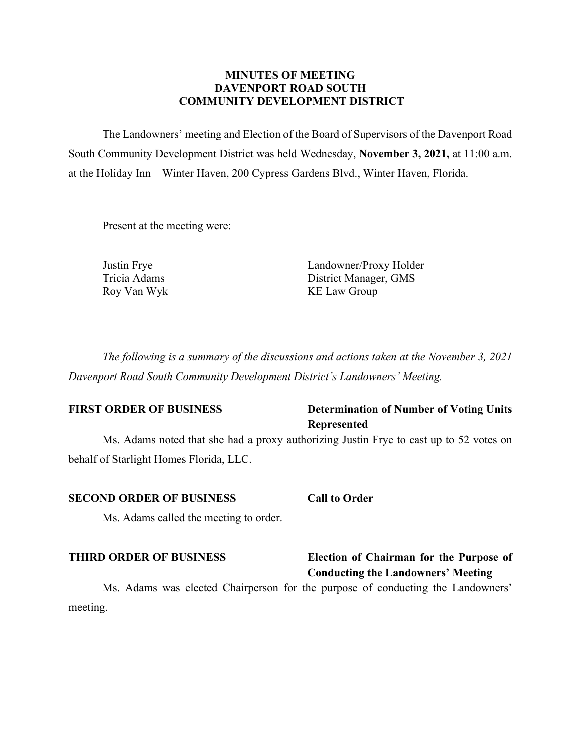# MINUTES OF MEETING
# DAVENPORT ROAD SOUTH
# COMMUNITY DEVELOPMENT DISTRICT

The Landowners' meeting and Election of the Board of Supervisors of the Davenport Road South Community Development District was held Wednesday, **November 3, 2021,** at 11:00 a.m. at the Holiday Inn – Winter Haven, 200 Cypress Gardens Blvd., Winter Haven, Florida.

Present at the meeting were:

| | |
|---|---|
| Justin Frye | Landowner/Proxy Holder |
| Tricia Adams | District Manager, GMS |
| Roy Van Wyk | KE Law Group |

*The following is a summary of the discussions and actions taken at the November 3, 2021 Davenport Road South Community Development District's Landowners' Meeting.*

**FIRST ORDER OF BUSINESS** **Determination of Number of Voting Units Represented**

Ms. Adams noted that she had a proxy authorizing Justin Frye to cast up to 52 votes on behalf of Starlight Homes Florida, LLC.

**SECOND ORDER OF BUSINESS** **Call to Order**

Ms. Adams called the meeting to order.

**THIRD ORDER OF BUSINESS** **Election of Chairman for the Purpose of Conducting the Landowners' Meeting**

Ms. Adams was elected Chairperson for the purpose of conducting the Landowners' meeting.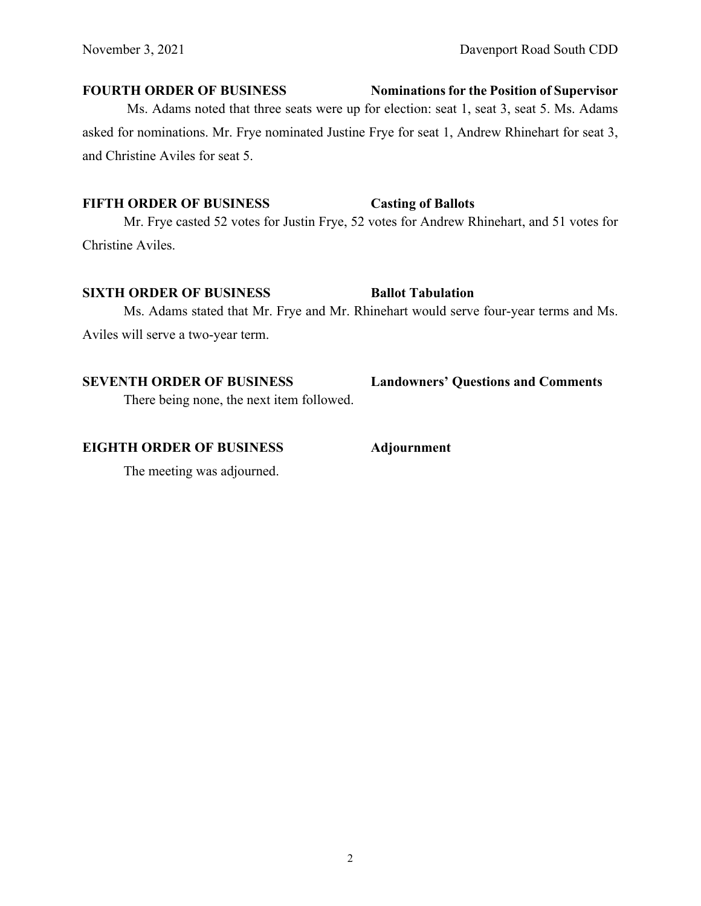**FOURTH ORDER OF BUSINESS** **Nominations for the Position of Supervisor**

Ms. Adams noted that three seats were up for election: seat 1, seat 3, seat 5. Ms. Adams asked for nominations. Mr. Frye nominated Justine Frye for seat 1, Andrew Rhinehart for seat 3, and Christine Aviles for seat 5.

**FIFTH ORDER OF BUSINESS** **Casting of Ballots**

Mr. Frye casted 52 votes for Justin Frye, 52 votes for Andrew Rhinehart, and 51 votes for Christine Aviles.

**SIXTH ORDER OF BUSINESS** **Ballot Tabulation**

Ms. Adams stated that Mr. Frye and Mr. Rhinehart would serve four-year terms and Ms. Aviles will serve a two-year term.

**SEVENTH ORDER OF BUSINESS** **Landowners' Questions and Comments**

There being none, the next item followed.

**EIGHTH ORDER OF BUSINESS** **Adjournment**

The meeting was adjourned.